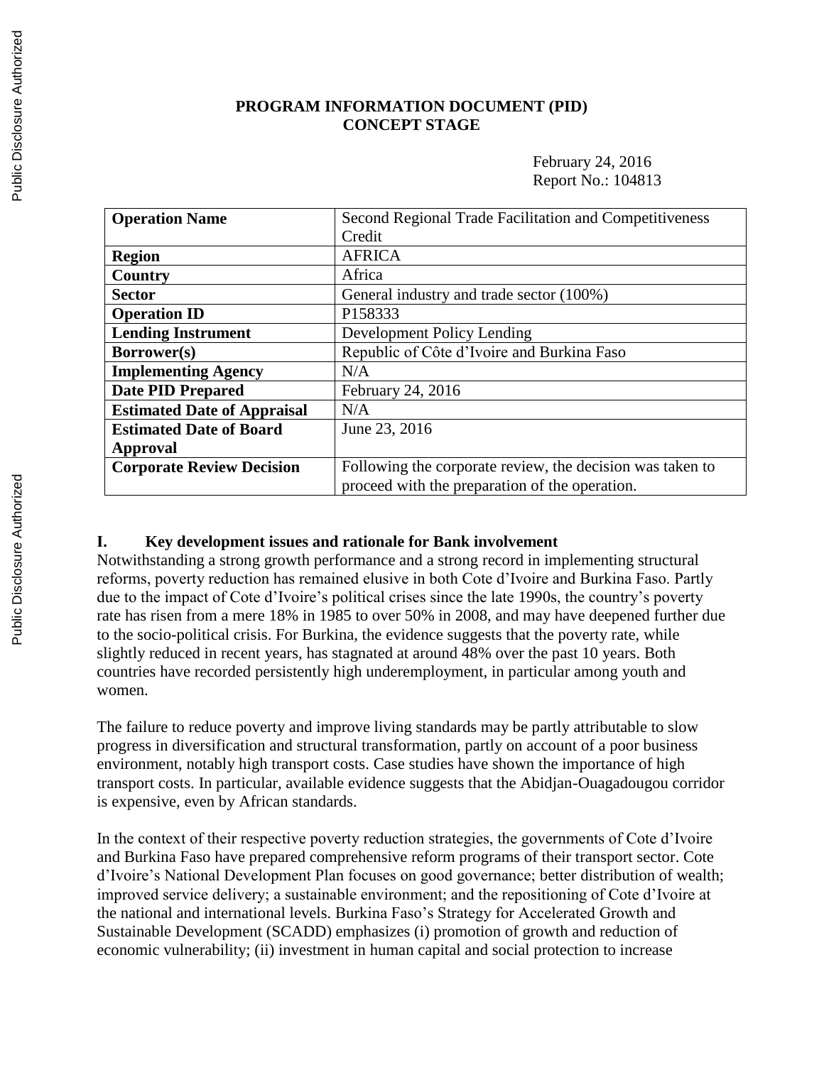# PROGRAM INFORMATION DOCUMENT (PID)
## CONCEPT STAGE

February 24, 2016
Report No.: 104813

| **Operation Name** | Second Regional Trade Facilitation and Competitiveness Credit |
|---|---|
| **Region** | AFRICA |
| **Country** | Africa |
| **Sector** | General industry and trade sector (100%) |
| **Operation ID** | P158333 |
| **Lending Instrument** | Development Policy Lending |
| **Borrower(s)** | Republic of Côte d'Ivoire and Burkina Faso |
| **Implementing Agency** | N/A |
| **Date PID Prepared** | February 24, 2016 |
| **Estimated Date of Appraisal** | N/A |
| **Estimated Date of Board Approval** | June 23, 2016 |
| **Corporate Review Decision** | Following the corporate review, the decision was taken to proceed with the preparation of the operation. |

## I. Key development issues and rationale for Bank involvement

Notwithstanding a strong growth performance and a strong record in implementing structural reforms, poverty reduction has remained elusive in both Cote d'Ivoire and Burkina Faso. Partly due to the impact of Cote d'Ivoire's political crises since the late 1990s, the country's poverty rate has risen from a mere 18% in 1985 to over 50% in 2008, and may have deepened further due to the socio-political crisis. For Burkina, the evidence suggests that the poverty rate, while slightly reduced in recent years, has stagnated at around 48% over the past 10 years. Both countries have recorded persistently high underemployment, in particular among youth and women.

The failure to reduce poverty and improve living standards may be partly attributable to slow progress in diversification and structural transformation, partly on account of a poor business environment, notably high transport costs. Case studies have shown the importance of high transport costs. In particular, available evidence suggests that the Abidjan-Ouagadougou corridor is expensive, even by African standards.

In the context of their respective poverty reduction strategies, the governments of Cote d'Ivoire and Burkina Faso have prepared comprehensive reform programs of their transport sector. Cote d'Ivoire's National Development Plan focuses on good governance; better distribution of wealth; improved service delivery; a sustainable environment; and the repositioning of Cote d'Ivoire at the national and international levels. Burkina Faso's Strategy for Accelerated Growth and Sustainable Development (SCADD) emphasizes (i) promotion of growth and reduction of economic vulnerability; (ii) investment in human capital and social protection to increase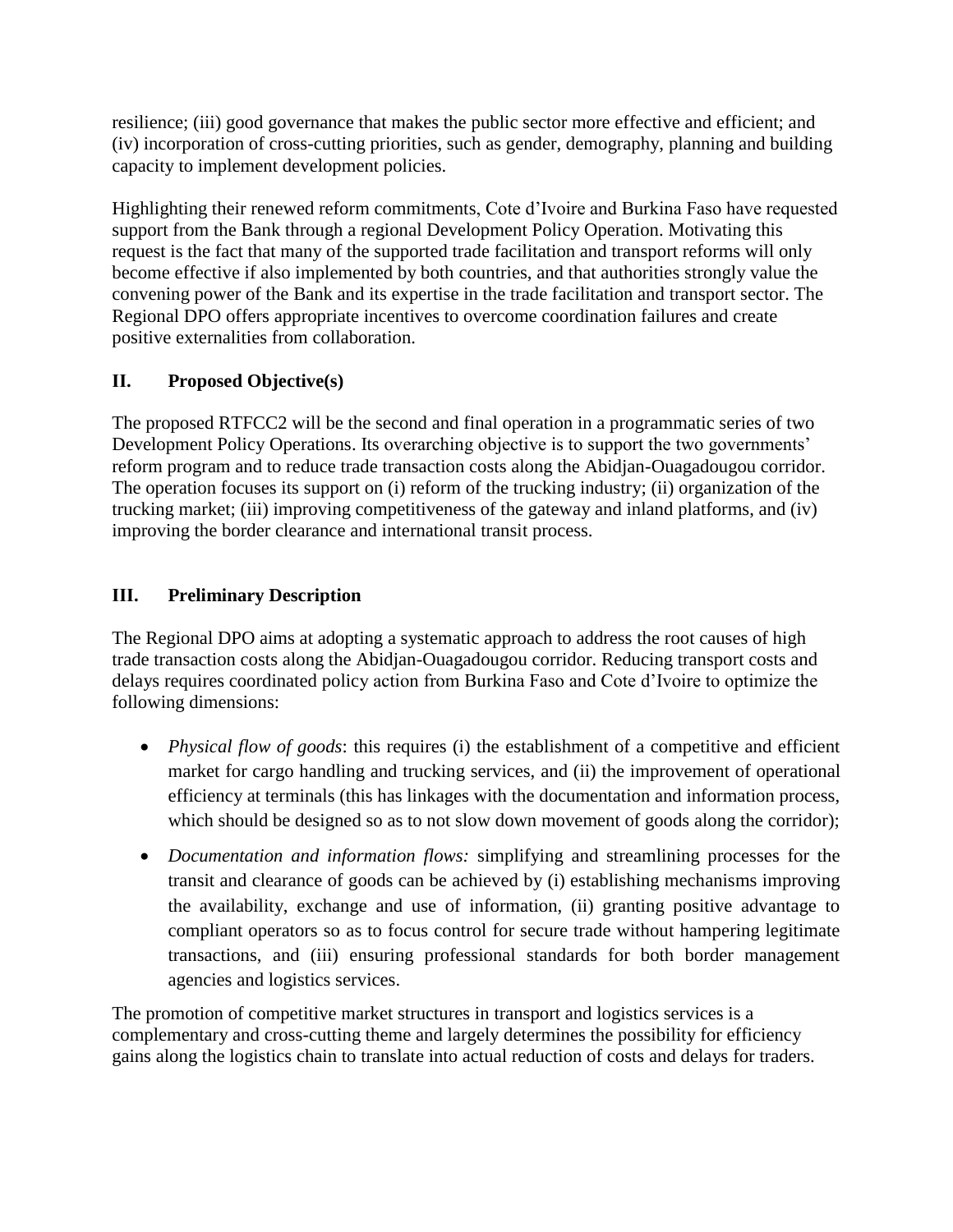resilience; (iii) good governance that makes the public sector more effective and efficient; and (iv) incorporation of cross-cutting priorities, such as gender, demography, planning and building capacity to implement development policies.

Highlighting their renewed reform commitments, Cote d'Ivoire and Burkina Faso have requested support from the Bank through a regional Development Policy Operation. Motivating this request is the fact that many of the supported trade facilitation and transport reforms will only become effective if also implemented by both countries, and that authorities strongly value the convening power of the Bank and its expertise in the trade facilitation and transport sector. The Regional DPO offers appropriate incentives to overcome coordination failures and create positive externalities from collaboration.

## II. Proposed Objective(s)

The proposed RTFCC2 will be the second and final operation in a programmatic series of two Development Policy Operations. Its overarching objective is to support the two governments' reform program and to reduce trade transaction costs along the Abidjan-Ouagadougou corridor. The operation focuses its support on (i) reform of the trucking industry; (ii) organization of the trucking market; (iii) improving competitiveness of the gateway and inland platforms, and (iv) improving the border clearance and international transit process.

## III. Preliminary Description

The Regional DPO aims at adopting a systematic approach to address the root causes of high trade transaction costs along the Abidjan-Ouagadougou corridor. Reducing transport costs and delays requires coordinated policy action from Burkina Faso and Cote d'Ivoire to optimize the following dimensions:

- *Physical flow of goods*: this requires (i) the establishment of a competitive and efficient market for cargo handling and trucking services, and (ii) the improvement of operational efficiency at terminals (this has linkages with the documentation and information process, which should be designed so as to not slow down movement of goods along the corridor);
- *Documentation and information flows:* simplifying and streamlining processes for the transit and clearance of goods can be achieved by (i) establishing mechanisms improving the availability, exchange and use of information, (ii) granting positive advantage to compliant operators so as to focus control for secure trade without hampering legitimate transactions, and (iii) ensuring professional standards for both border management agencies and logistics services.

The promotion of competitive market structures in transport and logistics services is a complementary and cross-cutting theme and largely determines the possibility for efficiency gains along the logistics chain to translate into actual reduction of costs and delays for traders.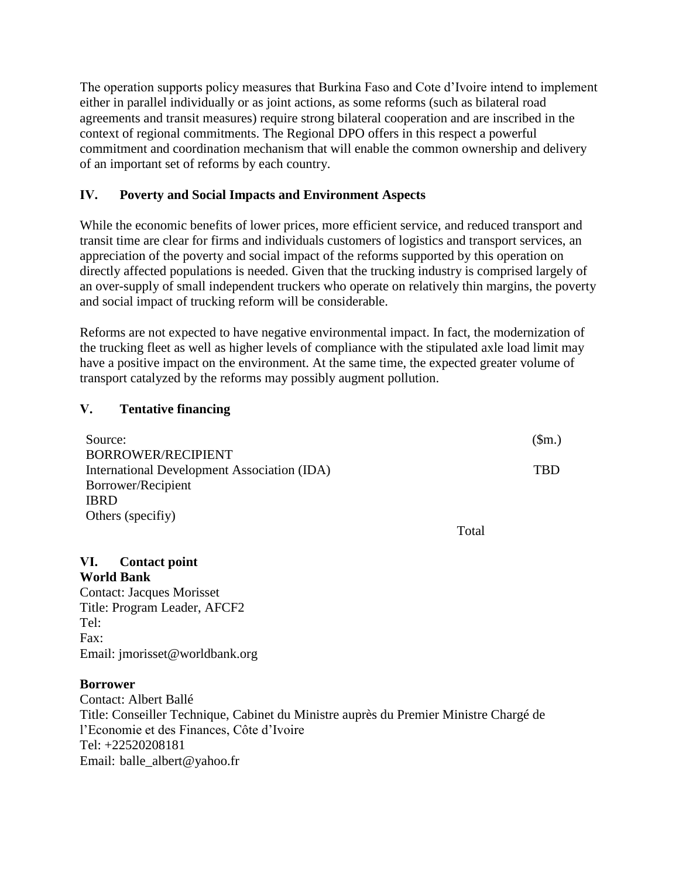The operation supports policy measures that Burkina Faso and Cote d'Ivoire intend to implement either in parallel individually or as joint actions, as some reforms (such as bilateral road agreements and transit measures) require strong bilateral cooperation and are inscribed in the context of regional commitments. The Regional DPO offers in this respect a powerful commitment and coordination mechanism that will enable the common ownership and delivery of an important set of reforms by each country.

## IV. Poverty and Social Impacts and Environment Aspects

While the economic benefits of lower prices, more efficient service, and reduced transport and transit time are clear for firms and individuals customers of logistics and transport services, an appreciation of the poverty and social impact of the reforms supported by this operation on directly affected populations is needed. Given that the trucking industry is comprised largely of an over-supply of small independent truckers who operate on relatively thin margins, the poverty and social impact of trucking reform will be considerable.

Reforms are not expected to have negative environmental impact. In fact, the modernization of the trucking fleet as well as higher levels of compliance with the stipulated axle load limit may have a positive impact on the environment. At the same time, the expected greater volume of transport catalyzed by the reforms may possibly augment pollution.

## V. Tentative financing

| Source: | ($m.) |
|---|---|
| BORROWER/RECIPIENT | |
| International Development Association (IDA) | TBD |
| Borrower/Recipient | |
| IBRD | |
| Others (specifiy) | |
| Total | |

## VI. Contact point

**World Bank**

Contact: Jacques Morisset
Title: Program Leader, AFCF2
Tel:
Fax:
Email: jmorisset@worldbank.org

**Borrower**

Contact: Albert Ballé
Title: Conseiller Technique, Cabinet du Ministre auprès du Premier Ministre Chargé de l'Economie et des Finances, Côte d'Ivoire
Tel: +22520208181
Email: balle_albert@yahoo.fr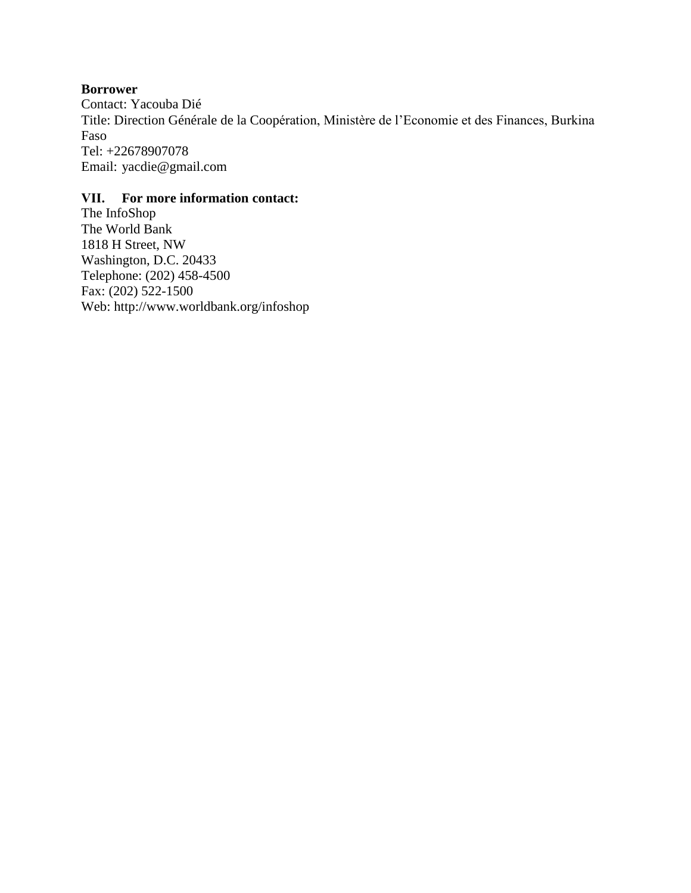**Borrower**
Contact: Yacouba Dié
Title: Direction Générale de la Coopération, Ministère de l'Economie et des Finances, Burkina Faso
Tel: +22678907078
Email: yacdie@gmail.com

## VII. For more information contact:

The InfoShop
The World Bank
1818 H Street, NW
Washington, D.C. 20433
Telephone: (202) 458-4500
Fax: (202) 522-1500
Web: http://www.worldbank.org/infoshop